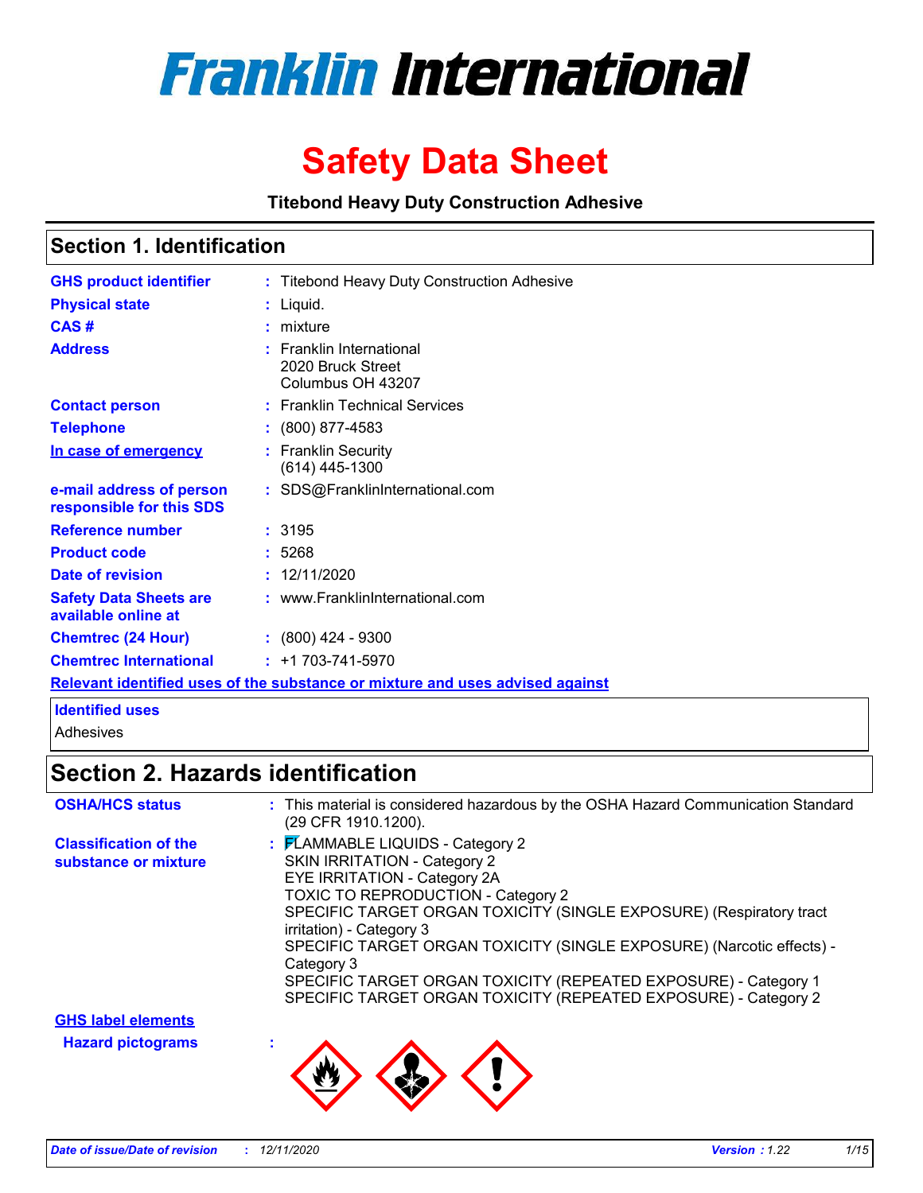# Franklin International

# Safety Data Sheet

**Titebond Heavy Duty Construction Adhesive**

## Section 1. Identification

| | |
|---|---|
| **GHS product identifier** | : Titebond Heavy Duty Construction Adhesive |
| **Physical state** | : Liquid. |
| **CAS #** | : mixture |
| **Address** | : Franklin International<br>2020 Bruck Street<br>Columbus OH 43207 |
| **Contact person** | : Franklin Technical Services |
| **Telephone** | : (800) 877-4583 |
| **In case of emergency** | : Franklin Security<br>(614) 445-1300 |
| **e-mail address of person responsible for this SDS** | : SDS@FranklinInternational.com |
| **Reference number** | : 3195 |
| **Product code** | : 5268 |
| **Date of revision** | : 12/11/2020 |
| **Safety Data Sheets are available online at** | : www.FranklinInternational.com |
| **Chemtrec (24 Hour)** | : (800) 424 - 9300 |
| **Chemtrec International** | : +1 703-741-5970 |

**Relevant identified uses of the substance or mixture and uses advised against**

**Identified uses**

Adhesives

## Section 2. Hazards identification

**OSHA/HCS status** : This material is considered hazardous by the OSHA Hazard Communication Standard (29 CFR 1910.1200).

**Classification of the substance or mixture** :
FLAMMABLE LIQUIDS - Category 2
SKIN IRRITATION - Category 2
EYE IRRITATION - Category 2A
TOXIC TO REPRODUCTION - Category 2
SPECIFIC TARGET ORGAN TOXICITY (SINGLE EXPOSURE) (Respiratory tract irritation) - Category 3
SPECIFIC TARGET ORGAN TOXICITY (SINGLE EXPOSURE) (Narcotic effects) - Category 3
SPECIFIC TARGET ORGAN TOXICITY (REPEATED EXPOSURE) - Category 1
SPECIFIC TARGET ORGAN TOXICITY (REPEATED EXPOSURE) - Category 2

**GHS label elements**

**Hazard pictograms** :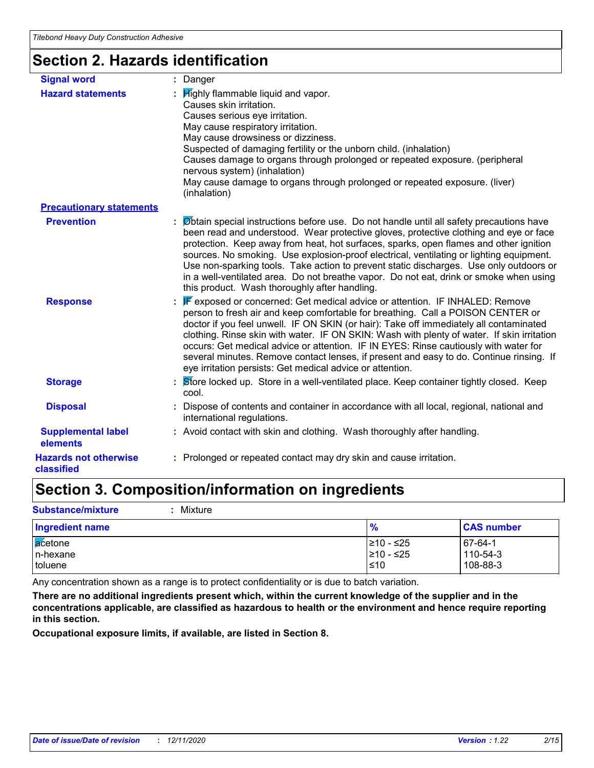## Section 2. Hazards identification

**Signal word** : Danger

**Hazard statements** : Highly flammable liquid and vapor.
Causes skin irritation.
Causes serious eye irritation.
May cause respiratory irritation.
May cause drowsiness or dizziness.
Suspected of damaging fertility or the unborn child. (inhalation)
Causes damage to organs through prolonged or repeated exposure. (peripheral nervous system) (inhalation)
May cause damage to organs through prolonged or repeated exposure. (liver) (inhalation)

**Precautionary statements**

**Prevention** : Obtain special instructions before use. Do not handle until all safety precautions have been read and understood. Wear protective gloves, protective clothing and eye or face protection. Keep away from heat, hot surfaces, sparks, open flames and other ignition sources. No smoking. Use explosion-proof electrical, ventilating or lighting equipment. Use non-sparking tools. Take action to prevent static discharges. Use only outdoors or in a well-ventilated area. Do not breathe vapor. Do not eat, drink or smoke when using this product. Wash thoroughly after handling.

**Response** : IF exposed or concerned: Get medical advice or attention. IF INHALED: Remove person to fresh air and keep comfortable for breathing. Call a POISON CENTER or doctor if you feel unwell. IF ON SKIN (or hair): Take off immediately all contaminated clothing. Rinse skin with water. IF ON SKIN: Wash with plenty of water. If skin irritation occurs: Get medical advice or attention. IF IN EYES: Rinse cautiously with water for several minutes. Remove contact lenses, if present and easy to do. Continue rinsing. If eye irritation persists: Get medical advice or attention.

**Storage** : Store locked up. Store in a well-ventilated place. Keep container tightly closed. Keep cool.

**Disposal** : Dispose of contents and container in accordance with all local, regional, national and international regulations.

**Supplemental label elements** : Avoid contact with skin and clothing. Wash thoroughly after handling.

**Hazards not otherwise classified** : Prolonged or repeated contact may dry skin and cause irritation.

## Section 3. Composition/information on ingredients

**Substance/mixture** : Mixture

| Ingredient name | % | CAS number |
|---|---|---|
| acetone | ≥10 - ≤25 | 67-64-1 |
| n-hexane | ≥10 - ≤25 | 110-54-3 |
| toluene | ≤10 | 108-88-3 |

Any concentration shown as a range is to protect confidentiality or is due to batch variation.

**There are no additional ingredients present which, within the current knowledge of the supplier and in the concentrations applicable, are classified as hazardous to health or the environment and hence require reporting in this section.**

**Occupational exposure limits, if available, are listed in Section 8.**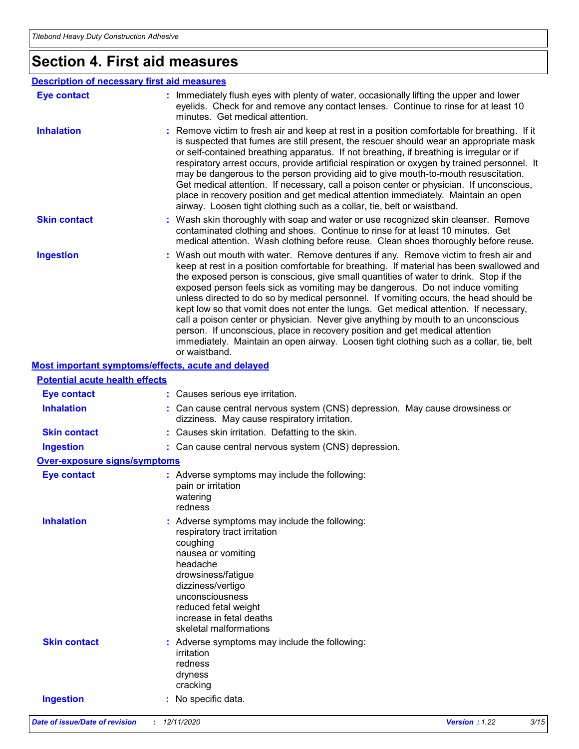# Section 4. First aid measures

## Description of necessary first aid measures

**Eye contact** : Immediately flush eyes with plenty of water, occasionally lifting the upper and lower eyelids. Check for and remove any contact lenses. Continue to rinse for at least 10 minutes. Get medical attention.

**Inhalation** : Remove victim to fresh air and keep at rest in a position comfortable for breathing. If it is suspected that fumes are still present, the rescuer should wear an appropriate mask or self-contained breathing apparatus. If not breathing, if breathing is irregular or if respiratory arrest occurs, provide artificial respiration or oxygen by trained personnel. It may be dangerous to the person providing aid to give mouth-to-mouth resuscitation. Get medical attention. If necessary, call a poison center or physician. If unconscious, place in recovery position and get medical attention immediately. Maintain an open airway. Loosen tight clothing such as a collar, tie, belt or waistband.

**Skin contact** : Wash skin thoroughly with soap and water or use recognized skin cleanser. Remove contaminated clothing and shoes. Continue to rinse for at least 10 minutes. Get medical attention. Wash clothing before reuse. Clean shoes thoroughly before reuse.

**Ingestion** : Wash out mouth with water. Remove dentures if any. Remove victim to fresh air and keep at rest in a position comfortable for breathing. If material has been swallowed and the exposed person is conscious, give small quantities of water to drink. Stop if the exposed person feels sick as vomiting may be dangerous. Do not induce vomiting unless directed to do so by medical personnel. If vomiting occurs, the head should be kept low so that vomit does not enter the lungs. Get medical attention. If necessary, call a poison center or physician. Never give anything by mouth to an unconscious person. If unconscious, place in recovery position and get medical attention immediately. Maintain an open airway. Loosen tight clothing such as a collar, tie, belt or waistband.

## Most important symptoms/effects, acute and delayed

### Potential acute health effects

**Eye contact** : Causes serious eye irritation.

**Inhalation** : Can cause central nervous system (CNS) depression. May cause drowsiness or dizziness. May cause respiratory irritation.

**Skin contact** : Causes skin irritation. Defatting to the skin.

**Ingestion** : Can cause central nervous system (CNS) depression.

### Over-exposure signs/symptoms

**Eye contact** : Adverse symptoms may include the following:
pain or irritation
watering
redness

**Inhalation** : Adverse symptoms may include the following:
respiratory tract irritation
coughing
nausea or vomiting
headache
drowsiness/fatigue
dizziness/vertigo
unconsciousness
reduced fetal weight
increase in fetal deaths
skeletal malformations

**Skin contact** : Adverse symptoms may include the following:
irritation
redness
dryness
cracking

**Ingestion** : No specific data.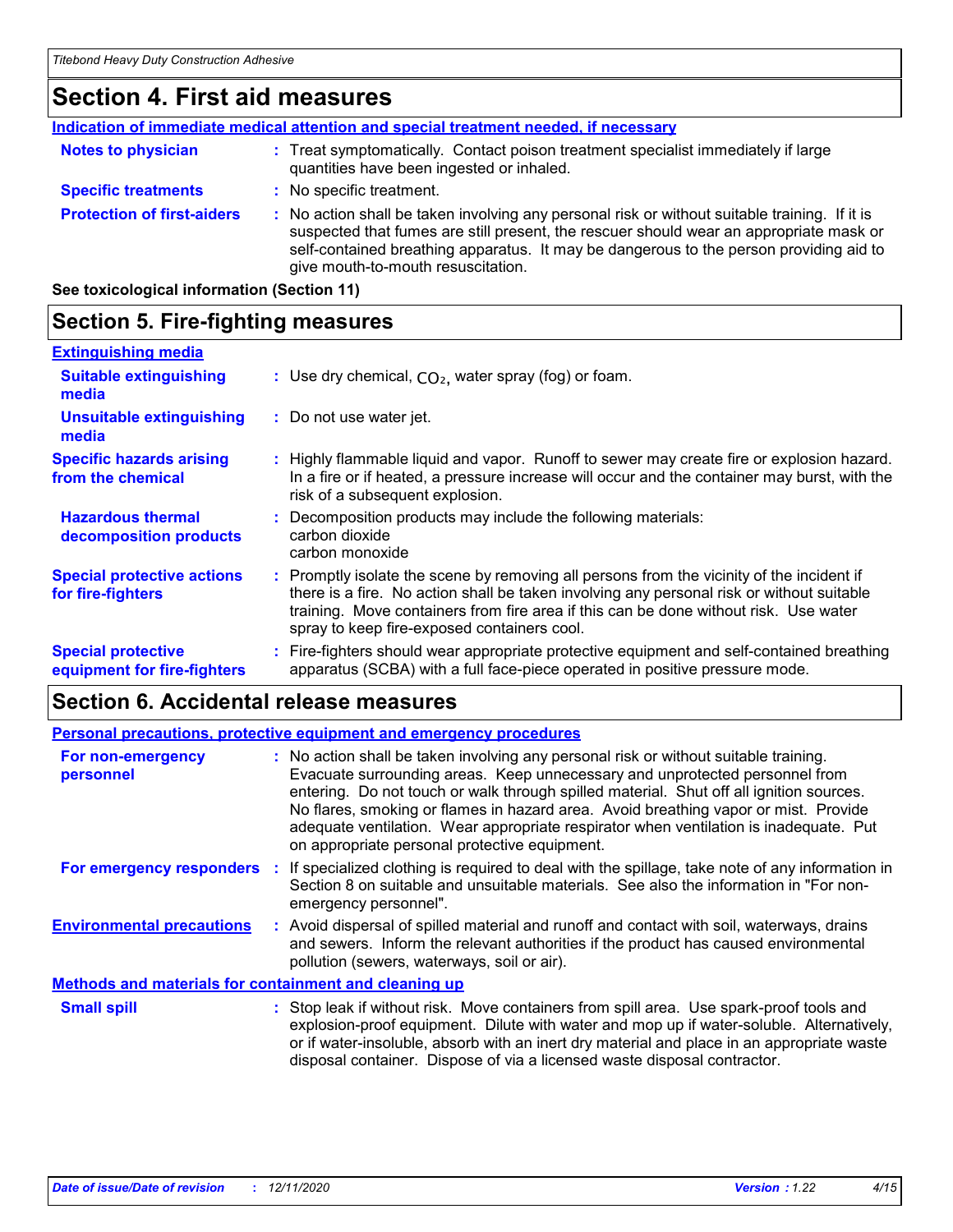## Section 4. First aid measures

**Indication of immediate medical attention and special treatment needed, if necessary**

**Notes to physician** : Treat symptomatically. Contact poison treatment specialist immediately if large quantities have been ingested or inhaled.

**Specific treatments** : No specific treatment.

**Protection of first-aiders** : No action shall be taken involving any personal risk or without suitable training. If it is suspected that fumes are still present, the rescuer should wear an appropriate mask or self-contained breathing apparatus. It may be dangerous to the person providing aid to give mouth-to-mouth resuscitation.

**See toxicological information (Section 11)**

## Section 5. Fire-fighting measures

**Extinguishing media**

**Suitable extinguishing media** : Use dry chemical, $CO_2$, water spray (fog) or foam.

**Unsuitable extinguishing media** : Do not use water jet.

**Specific hazards arising from the chemical** : Highly flammable liquid and vapor. Runoff to sewer may create fire or explosion hazard. In a fire or if heated, a pressure increase will occur and the container may burst, with the risk of a subsequent explosion.

**Hazardous thermal decomposition products** : Decomposition products may include the following materials:
carbon dioxide
carbon monoxide

**Special protective actions for fire-fighters** : Promptly isolate the scene by removing all persons from the vicinity of the incident if there is a fire. No action shall be taken involving any personal risk or without suitable training. Move containers from fire area if this can be done without risk. Use water spray to keep fire-exposed containers cool.

**Special protective equipment for fire-fighters** : Fire-fighters should wear appropriate protective equipment and self-contained breathing apparatus (SCBA) with a full face-piece operated in positive pressure mode.

## Section 6. Accidental release measures

**Personal precautions, protective equipment and emergency procedures**

**For non-emergency personnel** : No action shall be taken involving any personal risk or without suitable training. Evacuate surrounding areas. Keep unnecessary and unprotected personnel from entering. Do not touch or walk through spilled material. Shut off all ignition sources. No flares, smoking or flames in hazard area. Avoid breathing vapor or mist. Provide adequate ventilation. Wear appropriate respirator when ventilation is inadequate. Put on appropriate personal protective equipment.

**For emergency responders** : If specialized clothing is required to deal with the spillage, take note of any information in Section 8 on suitable and unsuitable materials. See also the information in "For non-emergency personnel".

**Environmental precautions** : Avoid dispersal of spilled material and runoff and contact with soil, waterways, drains and sewers. Inform the relevant authorities if the product has caused environmental pollution (sewers, waterways, soil or air).

**Methods and materials for containment and cleaning up**

**Small spill** : Stop leak if without risk. Move containers from spill area. Use spark-proof tools and explosion-proof equipment. Dilute with water and mop up if water-soluble. Alternatively, or if water-insoluble, absorb with an inert dry material and place in an appropriate waste disposal container. Dispose of via a licensed waste disposal contractor.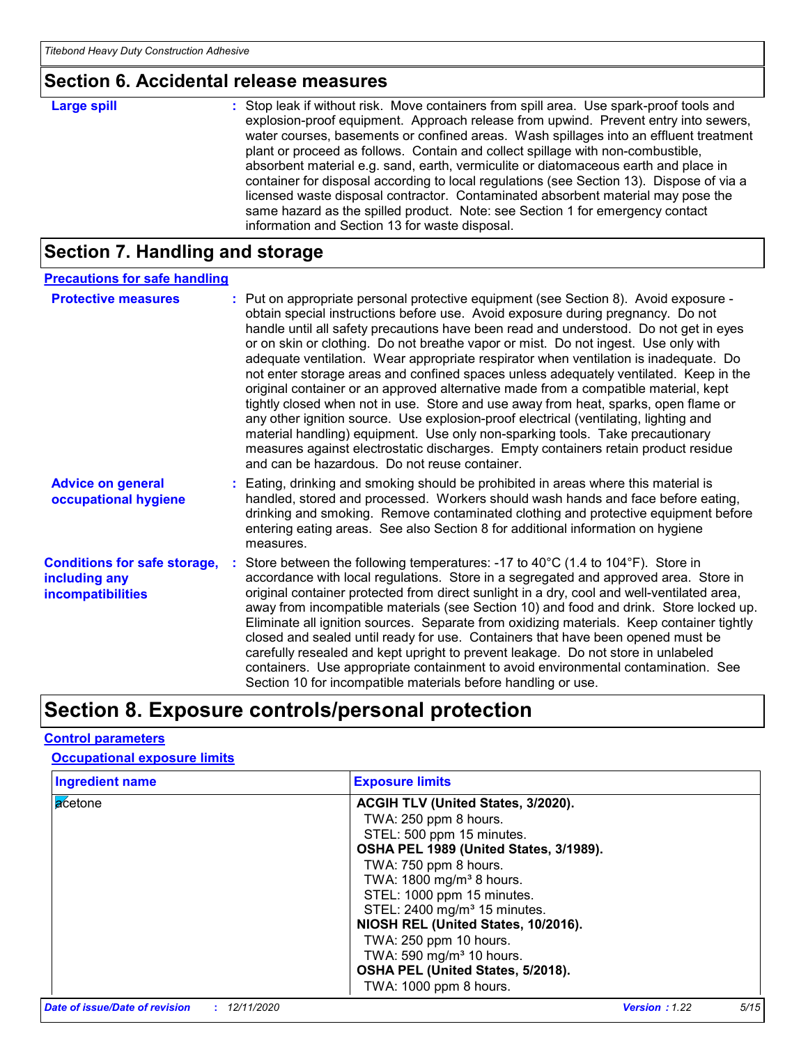## Section 6. Accidental release measures

| | |
|---|---|
| **Large spill** | : Stop leak if without risk. Move containers from spill area. Use spark-proof tools and explosion-proof equipment. Approach release from upwind. Prevent entry into sewers, water courses, basements or confined areas. Wash spillages into an effluent treatment plant or proceed as follows. Contain and collect spillage with non-combustible, absorbent material e.g. sand, earth, vermiculite or diatomaceous earth and place in container for disposal according to local regulations (see Section 13). Dispose of via a licensed waste disposal contractor. Contaminated absorbent material may pose the same hazard as the spilled product. Note: see Section 1 for emergency contact information and Section 13 for waste disposal. |

## Section 7. Handling and storage

### Precautions for safe handling

| | |
|---|---|
| **Protective measures** | : Put on appropriate personal protective equipment (see Section 8). Avoid exposure - obtain special instructions before use. Avoid exposure during pregnancy. Do not handle until all safety precautions have been read and understood. Do not get in eyes or on skin or clothing. Do not breathe vapor or mist. Do not ingest. Use only with adequate ventilation. Wear appropriate respirator when ventilation is inadequate. Do not enter storage areas and confined spaces unless adequately ventilated. Keep in the original container or an approved alternative made from a compatible material, kept tightly closed when not in use. Store and use away from heat, sparks, open flame or any other ignition source. Use explosion-proof electrical (ventilating, lighting and material handling) equipment. Use only non-sparking tools. Take precautionary measures against electrostatic discharges. Empty containers retain product residue and can be hazardous. Do not reuse container. |
| **Advice on general occupational hygiene** | : Eating, drinking and smoking should be prohibited in areas where this material is handled, stored and processed. Workers should wash hands and face before eating, drinking and smoking. Remove contaminated clothing and protective equipment before entering eating areas. See also Section 8 for additional information on hygiene measures. |
| **Conditions for safe storage, including any incompatibilities** | : Store between the following temperatures: -17 to 40°C (1.4 to 104°F). Store in accordance with local regulations. Store in a segregated and approved area. Store in original container protected from direct sunlight in a dry, cool and well-ventilated area, away from incompatible materials (see Section 10) and food and drink. Store locked up. Eliminate all ignition sources. Separate from oxidizing materials. Keep container tightly closed and sealed until ready for use. Containers that have been opened must be carefully resealed and kept upright to prevent leakage. Do not store in unlabeled containers. Use appropriate containment to avoid environmental contamination. See Section 10 for incompatible materials before handling or use. |

## Section 8. Exposure controls/personal protection

### Control parameters

#### Occupational exposure limits

| Ingredient name | Exposure limits |
|---|---|
| acetone | **ACGIH TLV (United States, 3/2020).**<br>TWA: 250 ppm 8 hours.<br>STEL: 500 ppm 15 minutes.<br>**OSHA PEL 1989 (United States, 3/1989).**<br>TWA: 750 ppm 8 hours.<br>TWA: 1800 mg/m³ 8 hours.<br>STEL: 1000 ppm 15 minutes.<br>STEL: 2400 mg/m³ 15 minutes.<br>**NIOSH REL (United States, 10/2016).**<br>TWA: 250 ppm 10 hours.<br>TWA: 590 mg/m³ 10 hours.<br>**OSHA PEL (United States, 5/2018).**<br>TWA: 1000 ppm 8 hours. |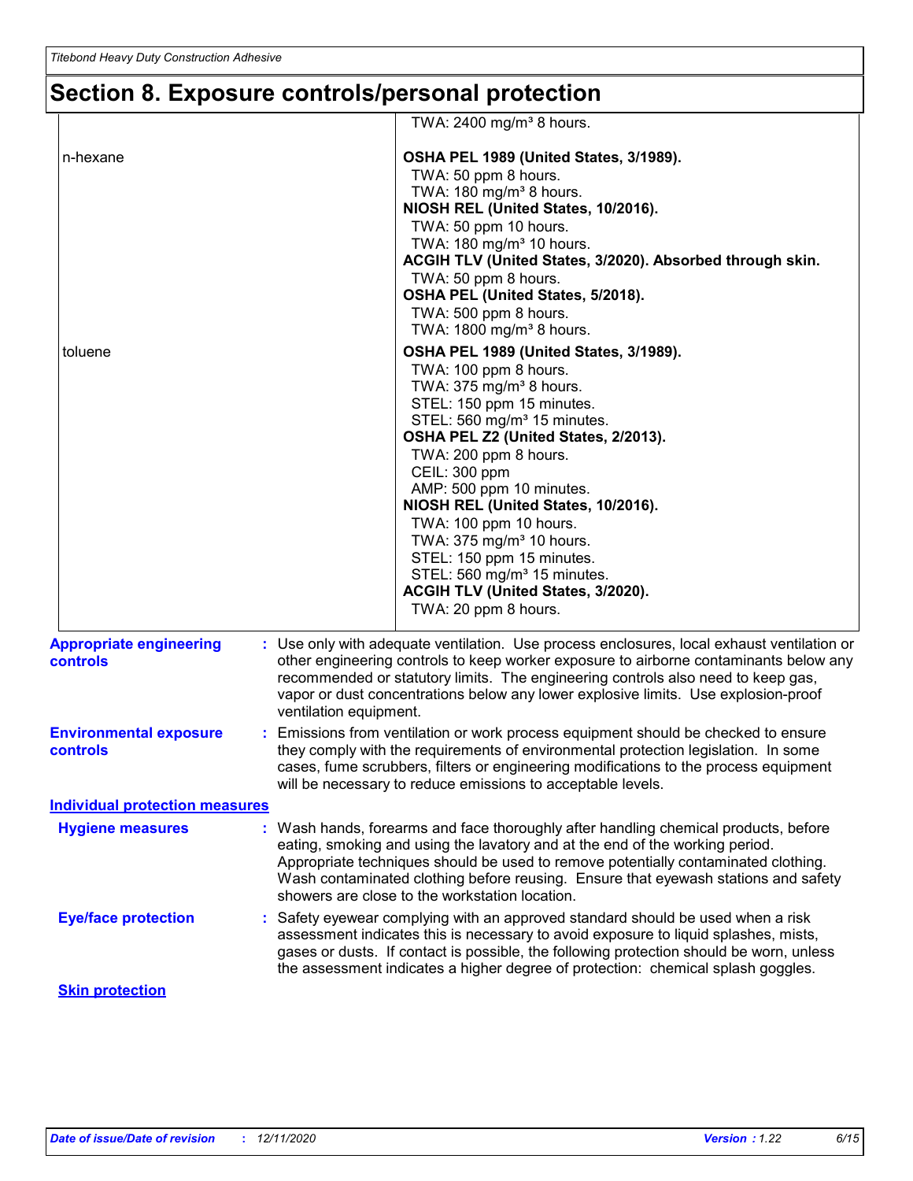## Section 8. Exposure controls/personal protection

| | |
|---|---|
| | TWA: 2400 mg/m³ 8 hours. |
| n-hexane | **OSHA PEL 1989 (United States, 3/1989).**<br>TWA: 50 ppm 8 hours.<br>TWA: 180 mg/m³ 8 hours.<br>**NIOSH REL (United States, 10/2016).**<br>TWA: 50 ppm 10 hours.<br>TWA: 180 mg/m³ 10 hours.<br>**ACGIH TLV (United States, 3/2020). Absorbed through skin.**<br>TWA: 50 ppm 8 hours.<br>**OSHA PEL (United States, 5/2018).**<br>TWA: 500 ppm 8 hours.<br>TWA: 1800 mg/m³ 8 hours. |
| toluene | **OSHA PEL 1989 (United States, 3/1989).**<br>TWA: 100 ppm 8 hours.<br>TWA: 375 mg/m³ 8 hours.<br>STEL: 150 ppm 15 minutes.<br>STEL: 560 mg/m³ 15 minutes.<br>**OSHA PEL Z2 (United States, 2/2013).**<br>TWA: 200 ppm 8 hours.<br>CEIL: 300 ppm<br>AMP: 500 ppm 10 minutes.<br>**NIOSH REL (United States, 10/2016).**<br>TWA: 100 ppm 10 hours.<br>TWA: 375 mg/m³ 10 hours.<br>STEL: 150 ppm 15 minutes.<br>STEL: 560 mg/m³ 15 minutes.<br>**ACGIH TLV (United States, 3/2020).**<br>TWA: 20 ppm 8 hours. |

**Appropriate engineering controls** : Use only with adequate ventilation. Use process enclosures, local exhaust ventilation or other engineering controls to keep worker exposure to airborne contaminants below any recommended or statutory limits. The engineering controls also need to keep gas, vapor or dust concentrations below any lower explosive limits. Use explosion-proof ventilation equipment.

**Environmental exposure controls** : Emissions from ventilation or work process equipment should be checked to ensure they comply with the requirements of environmental protection legislation. In some cases, fume scrubbers, filters or engineering modifications to the process equipment will be necessary to reduce emissions to acceptable levels.

### Individual protection measures

**Hygiene measures** : Wash hands, forearms and face thoroughly after handling chemical products, before eating, smoking and using the lavatory and at the end of the working period. Appropriate techniques should be used to remove potentially contaminated clothing. Wash contaminated clothing before reusing. Ensure that eyewash stations and safety showers are close to the workstation location.

**Eye/face protection** : Safety eyewear complying with an approved standard should be used when a risk assessment indicates this is necessary to avoid exposure to liquid splashes, mists, gases or dusts. If contact is possible, the following protection should be worn, unless the assessment indicates a higher degree of protection: chemical splash goggles.

**Skin protection**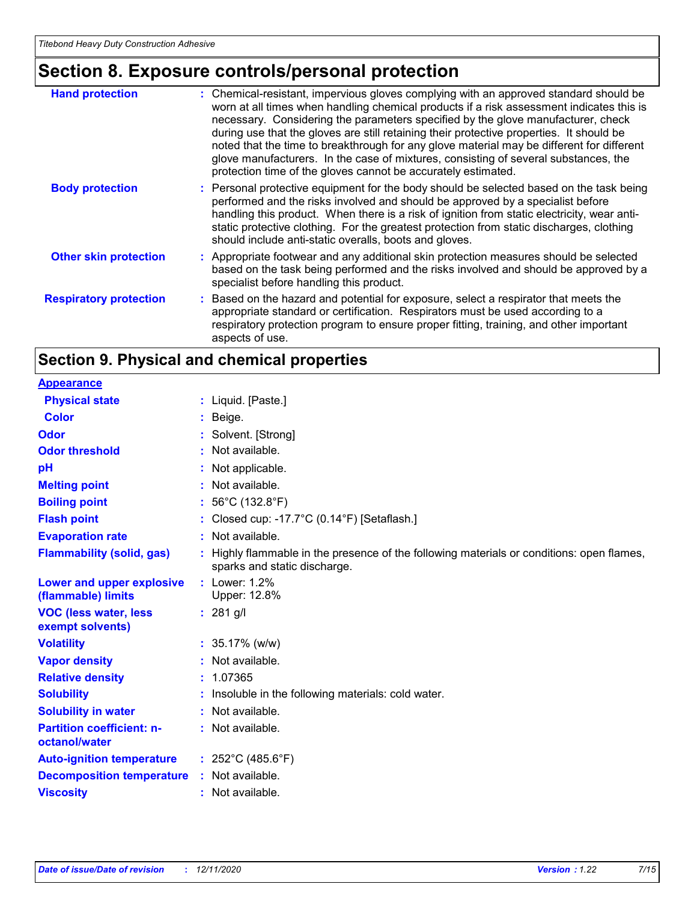## Section 8. Exposure controls/personal protection

| | |
|---|---|
| **Hand protection** | : Chemical-resistant, impervious gloves complying with an approved standard should be worn at all times when handling chemical products if a risk assessment indicates this is necessary. Considering the parameters specified by the glove manufacturer, check during use that the gloves are still retaining their protective properties. It should be noted that the time to breakthrough for any glove material may be different for different glove manufacturers. In the case of mixtures, consisting of several substances, the protection time of the gloves cannot be accurately estimated. |
| **Body protection** | : Personal protective equipment for the body should be selected based on the task being performed and the risks involved and should be approved by a specialist before handling this product. When there is a risk of ignition from static electricity, wear anti-static protective clothing. For the greatest protection from static discharges, clothing should include anti-static overalls, boots and gloves. |
| **Other skin protection** | : Appropriate footwear and any additional skin protection measures should be selected based on the task being performed and the risks involved and should be approved by a specialist before handling this product. |
| **Respiratory protection** | : Based on the hazard and potential for exposure, select a respirator that meets the appropriate standard or certification. Respirators must be used according to a respiratory protection program to ensure proper fitting, training, and other important aspects of use. |

## Section 9. Physical and chemical properties

**Appearance**

| | |
|---|---|
| **Physical state** | : Liquid. [Paste.] |
| **Color** | : Beige. |
| **Odor** | : Solvent. [Strong] |
| **Odor threshold** | : Not available. |
| **pH** | : Not applicable. |
| **Melting point** | : Not available. |
| **Boiling point** | : 56°C (132.8°F) |
| **Flash point** | : Closed cup: -17.7°C (0.14°F) [Setaflash.] |
| **Evaporation rate** | : Not available. |
| **Flammability (solid, gas)** | : Highly flammable in the presence of the following materials or conditions: open flames, sparks and static discharge. |
| **Lower and upper explosive (flammable) limits** | : Lower: 1.2%<br>Upper: 12.8% |
| **VOC (less water, less exempt solvents)** | : 281 g/l |
| **Volatility** | : 35.17% (w/w) |
| **Vapor density** | : Not available. |
| **Relative density** | : 1.07365 |
| **Solubility** | : Insoluble in the following materials: cold water. |
| **Solubility in water** | : Not available. |
| **Partition coefficient: n-octanol/water** | : Not available. |
| **Auto-ignition temperature** | : 252°C (485.6°F) |
| **Decomposition temperature** | : Not available. |
| **Viscosity** | : Not available. |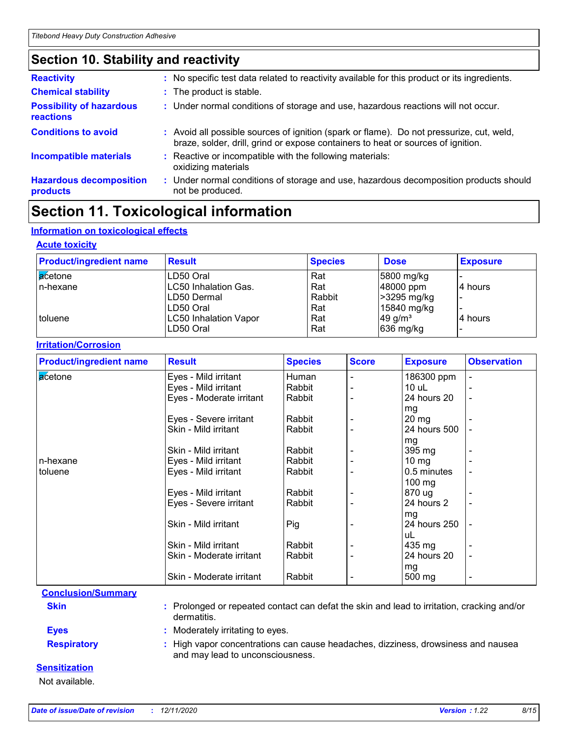## Section 10. Stability and reactivity

**Reactivity** : No specific test data related to reactivity available for this product or its ingredients.

**Chemical stability** : The product is stable.

**Possibility of hazardous reactions** : Under normal conditions of storage and use, hazardous reactions will not occur.

**Conditions to avoid** : Avoid all possible sources of ignition (spark or flame). Do not pressurize, cut, weld, braze, solder, drill, grind or expose containers to heat or sources of ignition.

**Incompatible materials** : Reactive or incompatible with the following materials: oxidizing materials

**Hazardous decomposition products** : Under normal conditions of storage and use, hazardous decomposition products should not be produced.

## Section 11. Toxicological information

### Information on toxicological effects

#### Acute toxicity

| Product/ingredient name | Result | Species | Dose | Exposure |
|---|---|---|---|---|
| acetone | LD50 Oral | Rat | 5800 mg/kg | - |
| n-hexane | LC50 Inhalation Gas. | Rat | 48000 ppm | 4 hours |
| | LD50 Dermal | Rabbit | >3295 mg/kg | - |
| | LD50 Oral | Rat | 15840 mg/kg | - |
| toluene | LC50 Inhalation Vapor | Rat | 49 g/m³ | 4 hours |
| | LD50 Oral | Rat | 636 mg/kg | - |

#### Irritation/Corrosion

| Product/ingredient name | Result | Species | Score | Exposure | Observation |
|---|---|---|---|---|---|
| acetone | Eyes - Mild irritant | Human | - | 186300 ppm | - |
| | Eyes - Mild irritant | Rabbit | - | 10 uL | - |
| | Eyes - Moderate irritant | Rabbit | - | 24 hours 20 mg | - |
| | Eyes - Severe irritant | Rabbit | - | 20 mg | - |
| | Skin - Mild irritant | Rabbit | - | 24 hours 500 mg | - |
| | Skin - Mild irritant | Rabbit | - | 395 mg | - |
| n-hexane | Eyes - Mild irritant | Rabbit | - | 10 mg | - |
| toluene | Eyes - Mild irritant | Rabbit | - | 0.5 minutes 100 mg | - |
| | Eyes - Mild irritant | Rabbit | - | 870 ug | - |
| | Eyes - Severe irritant | Rabbit | - | 24 hours 2 mg | - |
| | Skin - Mild irritant | Pig | - | 24 hours 250 uL | - |
| | Skin - Mild irritant | Rabbit | - | 435 mg | - |
| | Skin - Moderate irritant | Rabbit | - | 24 hours 20 mg | - |
| | Skin - Moderate irritant | Rabbit | - | 500 mg | - |

#### Conclusion/Summary

**Skin** : Prolonged or repeated contact can defat the skin and lead to irritation, cracking and/or dermatitis.

**Eyes** : Moderately irritating to eyes.

**Respiratory** : High vapor concentrations can cause headaches, dizziness, drowsiness and nausea and may lead to unconsciousness.

#### Sensitization

Not available.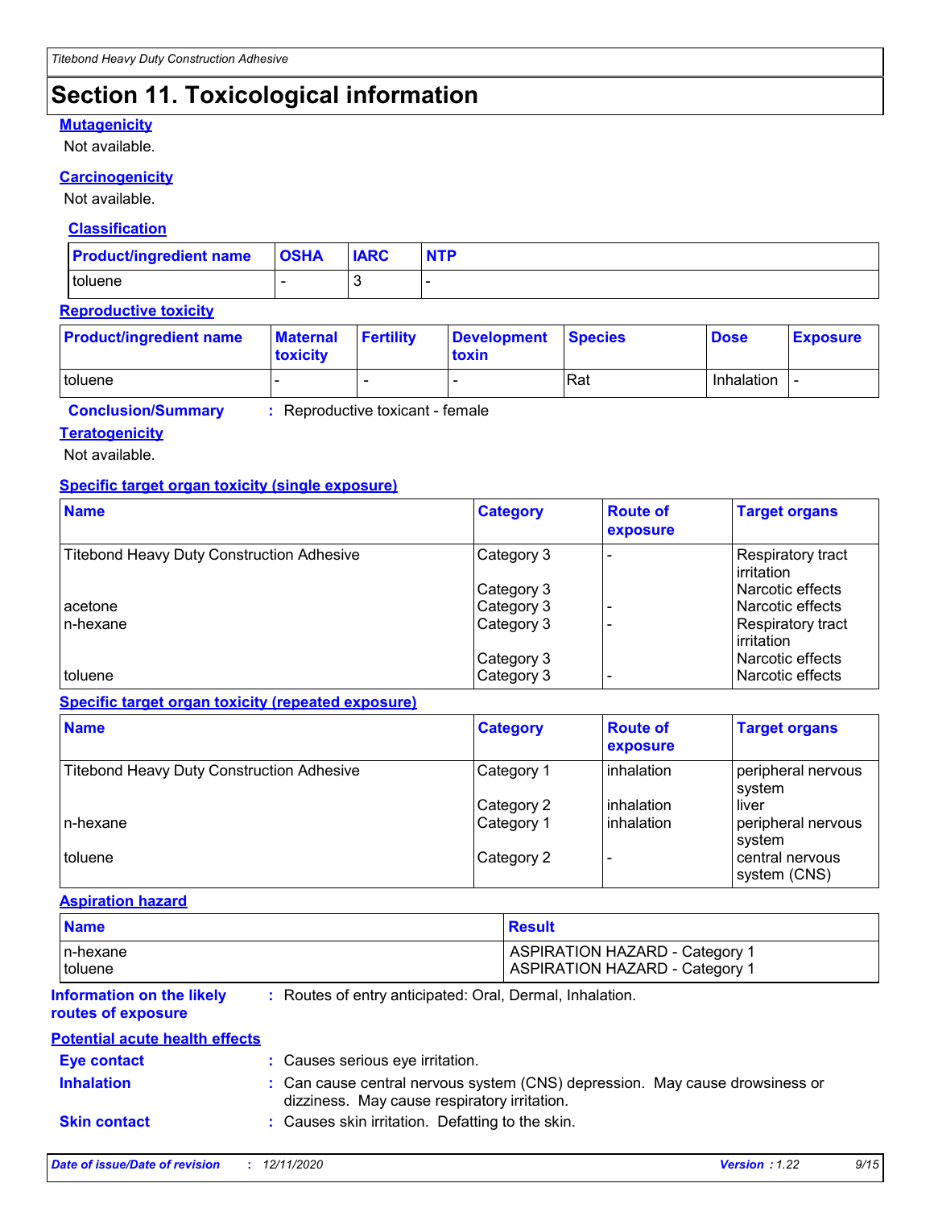# Section 11. Toxicological information

### Mutagenicity

Not available.

### Carcinogenicity

Not available.

#### Classification

| Product/ingredient name | OSHA | IARC | NTP |
| --- | --- | --- | --- |
| toluene | - | 3 | - |

### Reproductive toxicity

| Product/ingredient name | Maternal toxicity | Fertility | Development toxin | Species | Dose | Exposure |
| --- | --- | --- | --- | --- | --- | --- |
| toluene | - | - | - | Rat | Inhalation | - |

**Conclusion/Summary** : Reproductive toxicant - female

### Teratogenicity

Not available.

### Specific target organ toxicity (single exposure)

| Name | Category | Route of exposure | Target organs |
| --- | --- | --- | --- |
| Titebond Heavy Duty Construction Adhesive | Category 3 | - | Respiratory tract irritation |
| | Category 3 | | Narcotic effects |
| acetone | Category 3 | - | Narcotic effects |
| n-hexane | Category 3 | - | Respiratory tract irritation |
| | Category 3 | | Narcotic effects |
| toluene | Category 3 | - | Narcotic effects |

### Specific target organ toxicity (repeated exposure)

| Name | Category | Route of exposure | Target organs |
| --- | --- | --- | --- |
| Titebond Heavy Duty Construction Adhesive | Category 1 | inhalation | peripheral nervous system |
| | Category 2 | inhalation | liver |
| n-hexane | Category 1 | inhalation | peripheral nervous system |
| toluene | Category 2 | - | central nervous system (CNS) |

### Aspiration hazard

| Name | Result |
| --- | --- |
| n-hexane | ASPIRATION HAZARD - Category 1 |
| toluene | ASPIRATION HAZARD - Category 1 |

**Information on the likely routes of exposure** : Routes of entry anticipated: Oral, Dermal, Inhalation.

### Potential acute health effects

**Eye contact** : Causes serious eye irritation.

**Inhalation** : Can cause central nervous system (CNS) depression. May cause drowsiness or dizziness. May cause respiratory irritation.

**Skin contact** : Causes skin irritation. Defatting to the skin.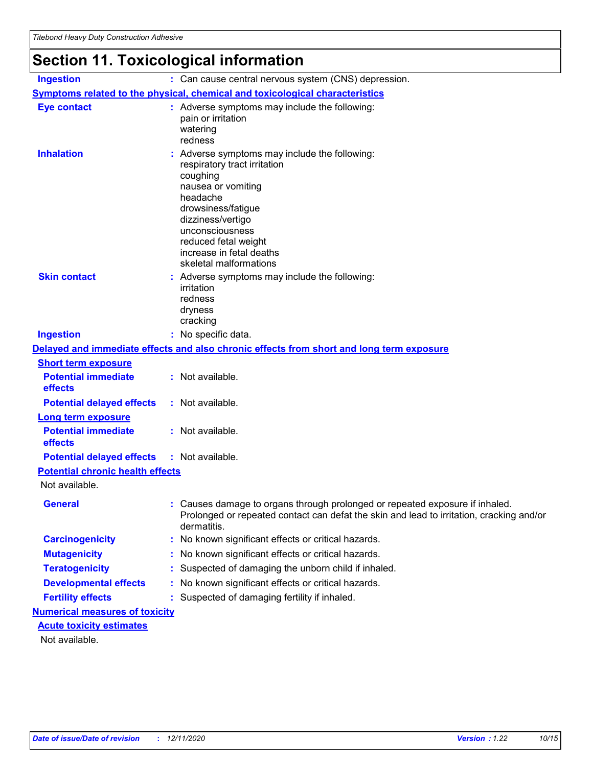## Section 11. Toxicological information

**Ingestion** : Can cause central nervous system (CNS) depression.

### Symptoms related to the physical, chemical and toxicological characteristics

**Eye contact** : Adverse symptoms may include the following:
pain or irritation
watering
redness

**Inhalation** : Adverse symptoms may include the following:
respiratory tract irritation
coughing
nausea or vomiting
headache
drowsiness/fatigue
dizziness/vertigo
unconsciousness
reduced fetal weight
increase in fetal deaths
skeletal malformations

**Skin contact** : Adverse symptoms may include the following:
irritation
redness
dryness
cracking

**Ingestion** : No specific data.

### Delayed and immediate effects and also chronic effects from short and long term exposure

#### Short term exposure

**Potential immediate effects** : Not available.

**Potential delayed effects** : Not available.

#### Long term exposure

**Potential immediate effects** : Not available.

**Potential delayed effects** : Not available.

#### Potential chronic health effects

Not available.

**General** : Causes damage to organs through prolonged or repeated exposure if inhaled. Prolonged or repeated contact can defat the skin and lead to irritation, cracking and/or dermatitis.

**Carcinogenicity** : No known significant effects or critical hazards.

**Mutagenicity** : No known significant effects or critical hazards.

**Teratogenicity** : Suspected of damaging the unborn child if inhaled.

**Developmental effects** : No known significant effects or critical hazards.

**Fertility effects** : Suspected of damaging fertility if inhaled.

### Numerical measures of toxicity

#### Acute toxicity estimates

Not available.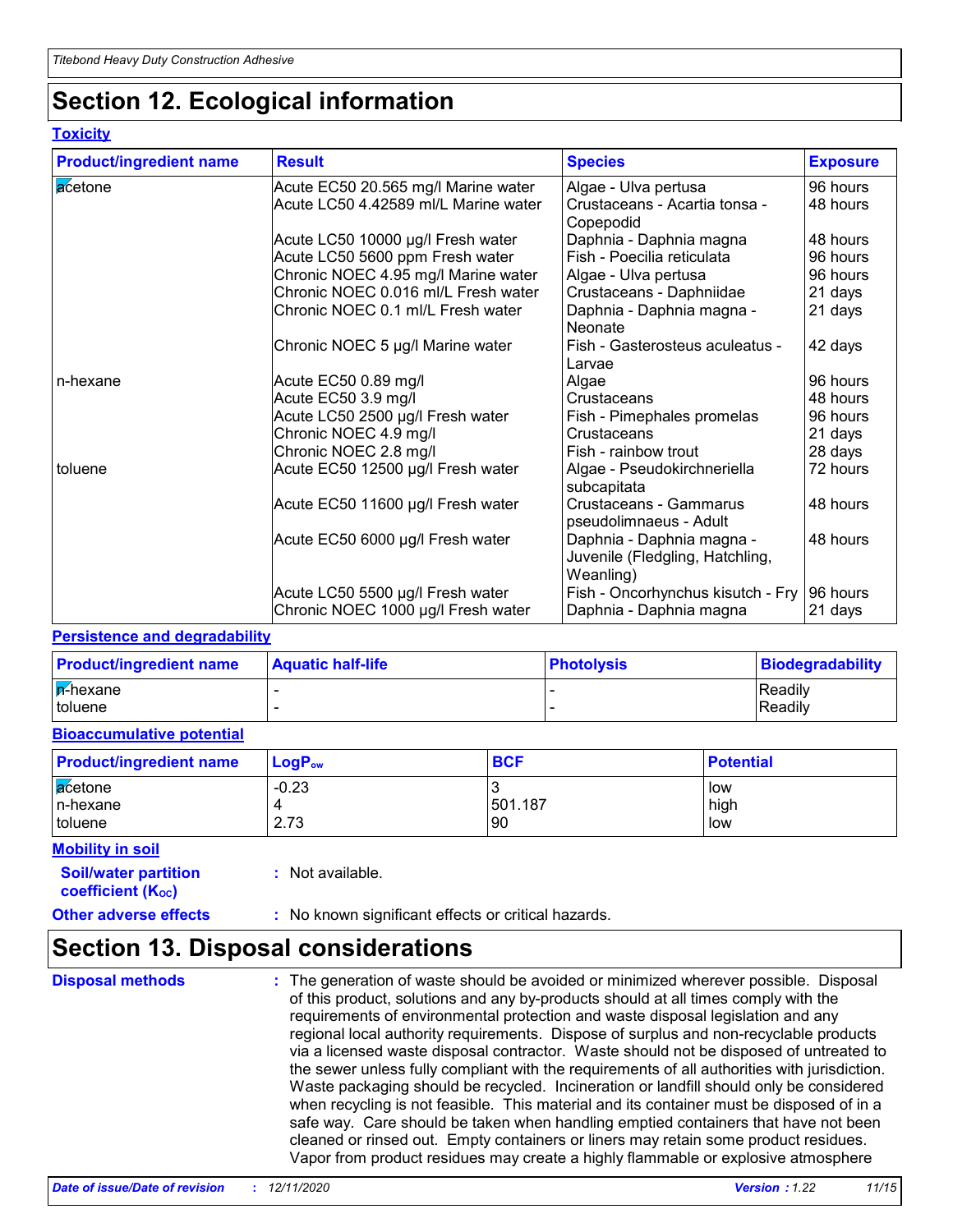# Section 12. Ecological information

**Toxicity**

| Product/ingredient name | Result | Species | Exposure |
|---|---|---|---|
| acetone | Acute EC50 20.565 mg/l Marine water | Algae - Ulva pertusa | 96 hours |
| | Acute LC50 4.42589 ml/L Marine water | Crustaceans - Acartia tonsa - Copepodid | 48 hours |
| | Acute LC50 10000 µg/l Fresh water | Daphnia - Daphnia magna | 48 hours |
| | Acute LC50 5600 ppm Fresh water | Fish - Poecilia reticulata | 96 hours |
| | Chronic NOEC 4.95 mg/l Marine water | Algae - Ulva pertusa | 96 hours |
| | Chronic NOEC 0.016 ml/L Fresh water | Crustaceans - Daphniidae | 21 days |
| | Chronic NOEC 0.1 ml/L Fresh water | Daphnia - Daphnia magna - Neonate | 21 days |
| | Chronic NOEC 5 µg/l Marine water | Fish - Gasterosteus aculeatus - Larvae | 42 days |
| n-hexane | Acute EC50 0.89 mg/l | Algae | 96 hours |
| | Acute EC50 3.9 mg/l | Crustaceans | 48 hours |
| | Acute LC50 2500 µg/l Fresh water | Fish - Pimephales promelas | 96 hours |
| | Chronic NOEC 4.9 mg/l | Crustaceans | 21 days |
| | Chronic NOEC 2.8 mg/l | Fish - rainbow trout | 28 days |
| toluene | Acute EC50 12500 µg/l Fresh water | Algae - Pseudokirchneriella subcapitata | 72 hours |
| | Acute EC50 11600 µg/l Fresh water | Crustaceans - Gammarus pseudolimnaeus - Adult | 48 hours |
| | Acute EC50 6000 µg/l Fresh water | Daphnia - Daphnia magna - Juvenile (Fledgling, Hatchling, Weanling) | 48 hours |
| | Acute LC50 5500 µg/l Fresh water | Fish - Oncorhynchus kisutch - Fry | 96 hours |
| | Chronic NOEC 1000 µg/l Fresh water | Daphnia - Daphnia magna | 21 days |

**Persistence and degradability**

| Product/ingredient name | Aquatic half-life | Photolysis | Biodegradability |
|---|---|---|---|
| n-hexane | - | - | Readily |
| toluene | - | - | Readily |

**Bioaccumulative potential**

| Product/ingredient name | $LogP_{ow}$ | BCF | Potential |
|---|---|---|---|
| acetone | -0.23 | 3 | low |
| n-hexane | 4 | 501.187 | high |
| toluene | 2.73 | 90 | low |

**Mobility in soil**

**Soil/water partition coefficient ($K_{OC}$)** : Not available.

**Other adverse effects** : No known significant effects or critical hazards.

# Section 13. Disposal considerations

**Disposal methods** : The generation of waste should be avoided or minimized wherever possible. Disposal of this product, solutions and any by-products should at all times comply with the requirements of environmental protection and waste disposal legislation and any regional local authority requirements. Dispose of surplus and non-recyclable products via a licensed waste disposal contractor. Waste should not be disposed of untreated to the sewer unless fully compliant with the requirements of all authorities with jurisdiction. Waste packaging should be recycled. Incineration or landfill should only be considered when recycling is not feasible. This material and its container must be disposed of in a safe way. Care should be taken when handling emptied containers that have not been cleaned or rinsed out. Empty containers or liners may retain some product residues. Vapor from product residues may create a highly flammable or explosive atmosphere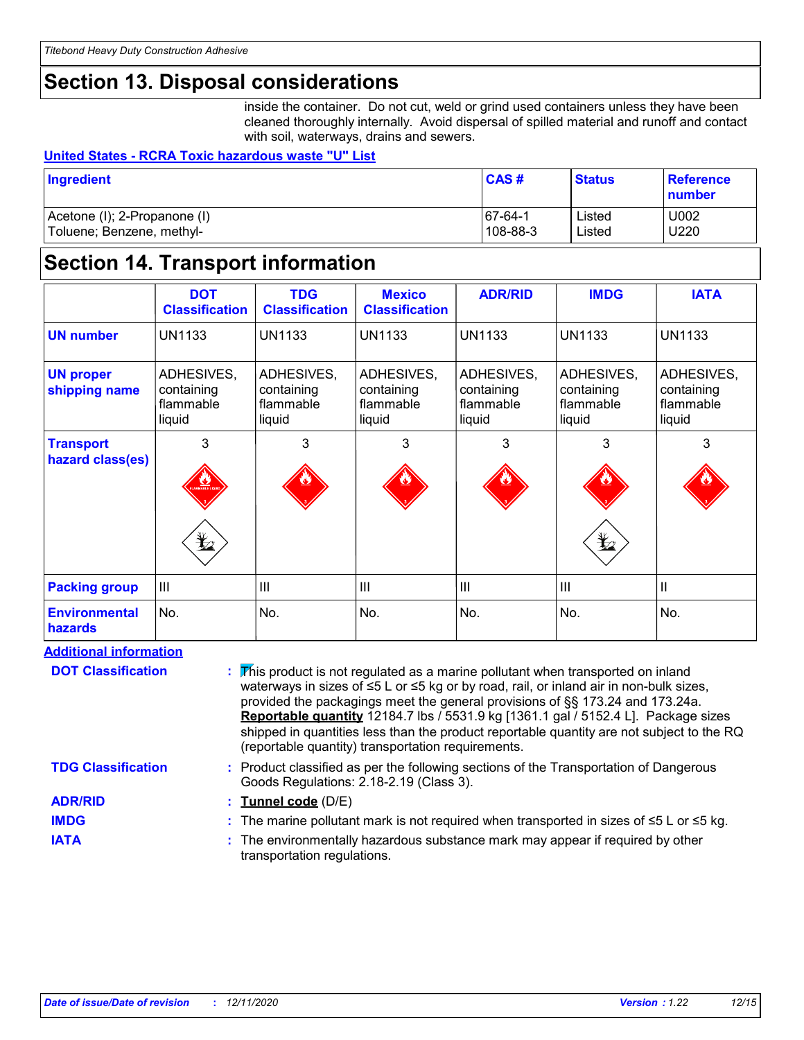## Section 13. Disposal considerations

inside the container. Do not cut, weld or grind used containers unless they have been cleaned thoroughly internally. Avoid dispersal of spilled material and runoff and contact with soil, waterways, drains and sewers.

**United States - RCRA Toxic hazardous waste "U" List**

| Ingredient | CAS # | Status | Reference number |
|---|---|---|---|
| Acetone (I); 2-Propanone (I) | 67-64-1 | Listed | U002 |
| Toluene; Benzene, methyl- | 108-88-3 | Listed | U220 |

## Section 14. Transport information

| | DOT Classification | TDG Classification | Mexico Classification | ADR/RID | IMDG | IATA |
|---|---|---|---|---|---|---|
| **UN number** | UN1133 | UN1133 | UN1133 | UN1133 | UN1133 | UN1133 |
| **UN proper shipping name** | ADHESIVES, containing flammable liquid | ADHESIVES, containing flammable liquid | ADHESIVES, containing flammable liquid | ADHESIVES, containing flammable liquid | ADHESIVES, containing flammable liquid | ADHESIVES, containing flammable liquid |
| **Transport hazard class(es)** | 3 | 3 | 3 | 3 | 3 | 3 |
| **Packing group** | III | III | III | III | III | II |
| **Environmental hazards** | No. | No. | No. | No. | No. | No. |

**Additional information**

**DOT Classification** : This product is not regulated as a marine pollutant when transported on inland waterways in sizes of ≤5 L or ≤5 kg or by road, rail, or inland air in non-bulk sizes, provided the packagings meet the general provisions of §§ 173.24 and 173.24a. **Reportable quantity** 12184.7 lbs / 5531.9 kg [1361.1 gal / 5152.4 L]. Package sizes shipped in quantities less than the product reportable quantity are not subject to the RQ (reportable quantity) transportation requirements.

**TDG Classification** : Product classified as per the following sections of the Transportation of Dangerous Goods Regulations: 2.18-2.19 (Class 3).

**ADR/RID** : **Tunnel code** (D/E)

**IMDG** : The marine pollutant mark is not required when transported in sizes of ≤5 L or ≤5 kg.

**IATA** : The environmentally hazardous substance mark may appear if required by other transportation regulations.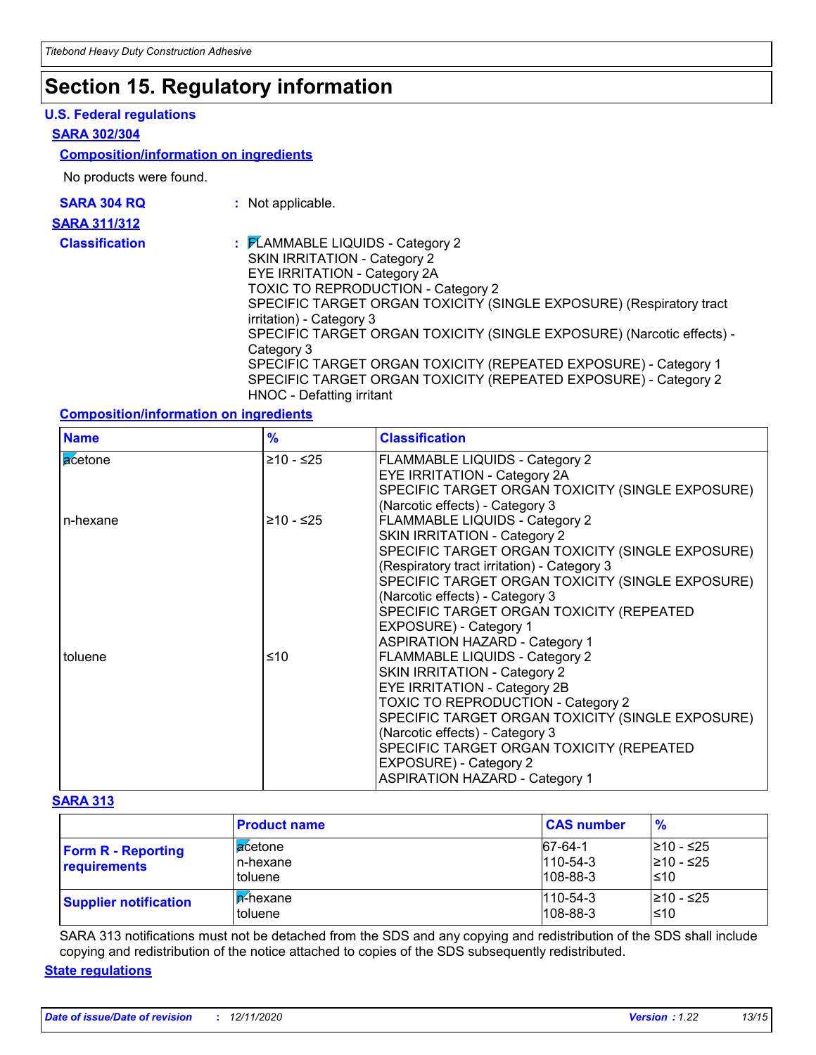# Section 15. Regulatory information

### U.S. Federal regulations

#### SARA 302/304

##### Composition/information on ingredients

No products were found.

**SARA 304 RQ** : Not applicable.

#### SARA 311/312

**Classification** : FLAMMABLE LIQUIDS - Category 2
SKIN IRRITATION - Category 2
EYE IRRITATION - Category 2A
TOXIC TO REPRODUCTION - Category 2
SPECIFIC TARGET ORGAN TOXICITY (SINGLE EXPOSURE) (Respiratory tract irritation) - Category 3
SPECIFIC TARGET ORGAN TOXICITY (SINGLE EXPOSURE) (Narcotic effects) - Category 3
SPECIFIC TARGET ORGAN TOXICITY (REPEATED EXPOSURE) - Category 1
SPECIFIC TARGET ORGAN TOXICITY (REPEATED EXPOSURE) - Category 2
HNOC - Defatting irritant

##### Composition/information on ingredients

| Name | % | Classification |
|---|---|---|
| acetone | ≥10 - ≤25 | FLAMMABLE LIQUIDS - Category 2<br>EYE IRRITATION - Category 2A<br>SPECIFIC TARGET ORGAN TOXICITY (SINGLE EXPOSURE) (Narcotic effects) - Category 3 |
| n-hexane | ≥10 - ≤25 | FLAMMABLE LIQUIDS - Category 2<br>SKIN IRRITATION - Category 2<br>SPECIFIC TARGET ORGAN TOXICITY (SINGLE EXPOSURE) (Respiratory tract irritation) - Category 3<br>SPECIFIC TARGET ORGAN TOXICITY (SINGLE EXPOSURE) (Narcotic effects) - Category 3<br>SPECIFIC TARGET ORGAN TOXICITY (REPEATED EXPOSURE) - Category 1<br>ASPIRATION HAZARD - Category 1 |
| toluene | ≤10 | FLAMMABLE LIQUIDS - Category 2<br>SKIN IRRITATION - Category 2<br>EYE IRRITATION - Category 2B<br>TOXIC TO REPRODUCTION - Category 2<br>SPECIFIC TARGET ORGAN TOXICITY (SINGLE EXPOSURE) (Narcotic effects) - Category 3<br>SPECIFIC TARGET ORGAN TOXICITY (REPEATED EXPOSURE) - Category 2<br>ASPIRATION HAZARD - Category 1 |

#### SARA 313

| | Product name | CAS number | % |
|---|---|---|---|
| **Form R - Reporting requirements** | acetone<br>n-hexane<br>toluene | 67-64-1<br>110-54-3<br>108-88-3 | ≥10 - ≤25<br>≥10 - ≤25<br>≤10 |
| **Supplier notification** | n-hexane<br>toluene | 110-54-3<br>108-88-3 | ≥10 - ≤25<br>≤10 |

SARA 313 notifications must not be detached from the SDS and any copying and redistribution of the SDS shall include copying and redistribution of the notice attached to copies of the SDS subsequently redistributed.

### State regulations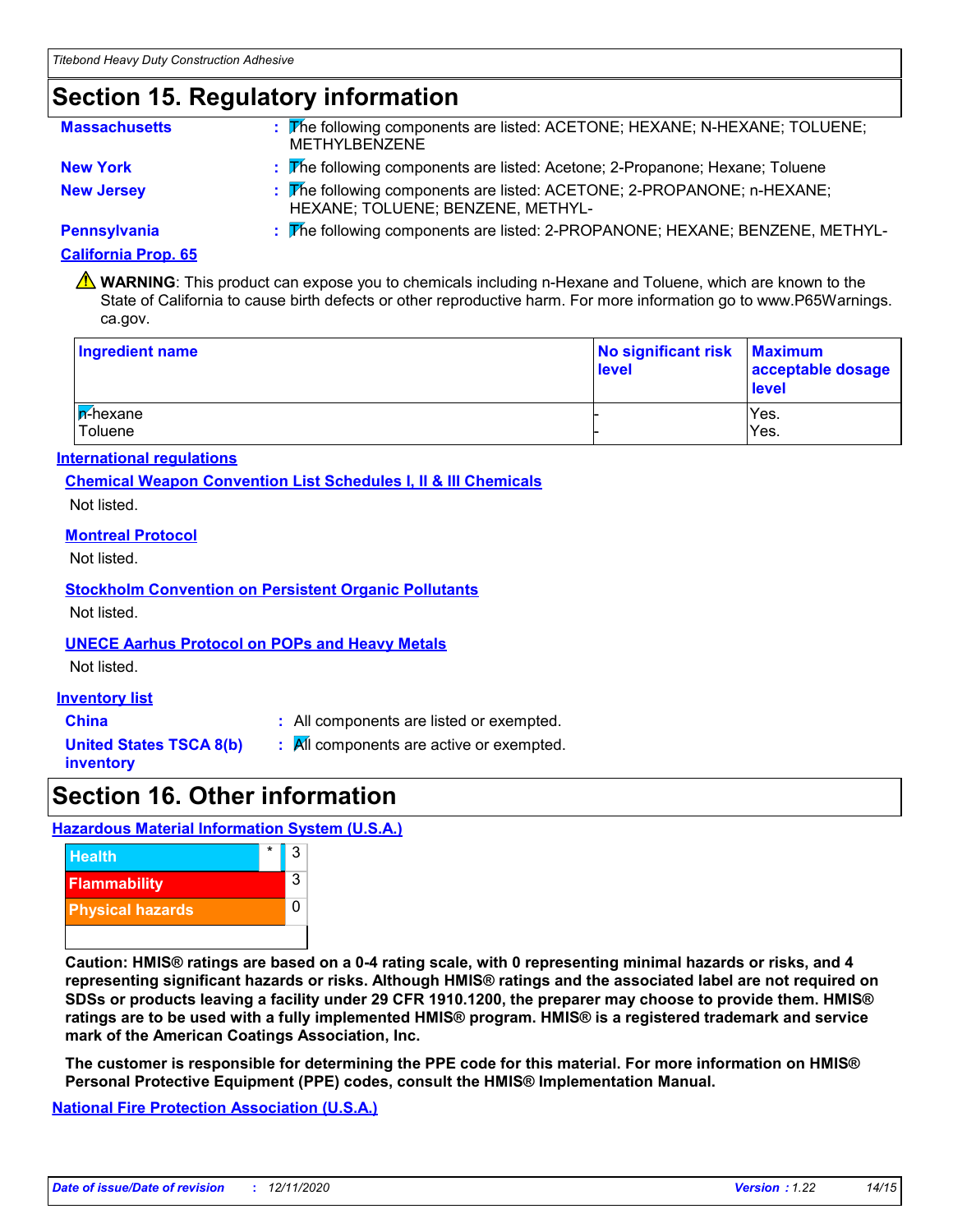# Section 15. Regulatory information

**Massachusetts** : The following components are listed: ACETONE; HEXANE; N-HEXANE; TOLUENE; METHYLBENZENE

**New York** : The following components are listed: Acetone; 2-Propanone; Hexane; Toluene

**New Jersey** : The following components are listed: ACETONE; 2-PROPANONE; n-HEXANE; HEXANE; TOLUENE; BENZENE, METHYL-

**Pennsylvania** : The following components are listed: 2-PROPANONE; HEXANE; BENZENE, METHYL-

**California Prop. 65**

⚠ **WARNING**: This product can expose you to chemicals including n-Hexane and Toluene, which are known to the State of California to cause birth defects or other reproductive harm. For more information go to www.P65Warnings.ca.gov.

| Ingredient name | No significant risk level | Maximum acceptable dosage level |
|---|---|---|
| n-hexane | - | Yes. |
| Toluene | - | Yes. |

**International regulations**

**Chemical Weapon Convention List Schedules I, II & III Chemicals**

Not listed.

**Montreal Protocol**

Not listed.

**Stockholm Convention on Persistent Organic Pollutants**

Not listed.

**UNECE Aarhus Protocol on POPs and Heavy Metals**

Not listed.

**Inventory list**

**China** : All components are listed or exempted.

**United States TSCA 8(b) inventory** : All components are active or exempted.

# Section 16. Other information

**Hazardous Material Information System (U.S.A.)**

| Hazard | | Rating |
|---|---|---|
| Health | * | 3 |
| Flammability | | 3 |
| Physical hazards | | 0 |

**Caution: HMIS® ratings are based on a 0-4 rating scale, with 0 representing minimal hazards or risks, and 4 representing significant hazards or risks. Although HMIS® ratings and the associated label are not required on SDSs or products leaving a facility under 29 CFR 1910.1200, the preparer may choose to provide them. HMIS® ratings are to be used with a fully implemented HMIS® program. HMIS® is a registered trademark and service mark of the American Coatings Association, Inc.**

**The customer is responsible for determining the PPE code for this material. For more information on HMIS® Personal Protective Equipment (PPE) codes, consult the HMIS® Implementation Manual.**

**National Fire Protection Association (U.S.A.)**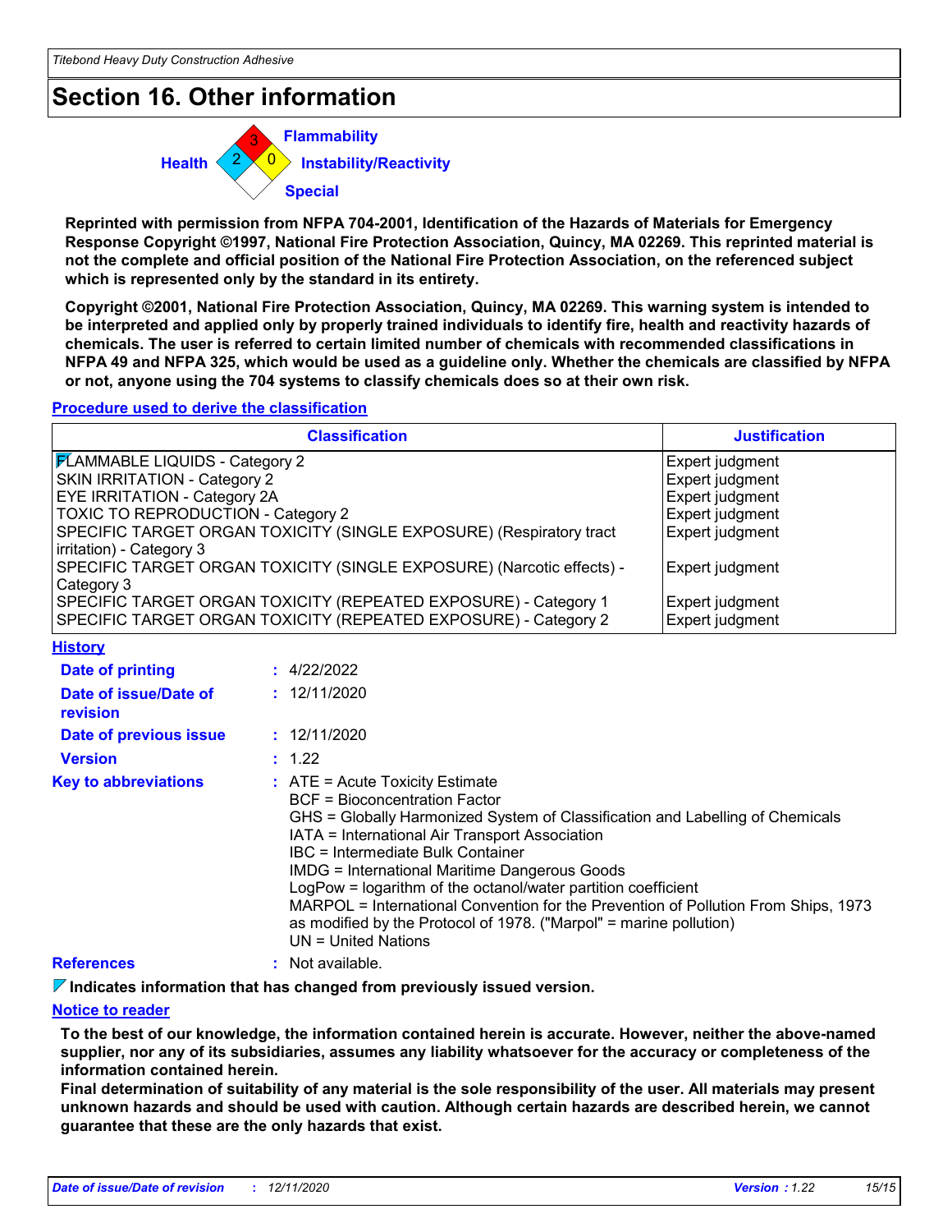## Section 16. Other information

Flammability: 3
Health: 2
Instability/Reactivity: 0
Special

**Reprinted with permission from NFPA 704-2001, Identification of the Hazards of Materials for Emergency Response Copyright ©1997, National Fire Protection Association, Quincy, MA 02269. This reprinted material is not the complete and official position of the National Fire Protection Association, on the referenced subject which is represented only by the standard in its entirety.**

**Copyright ©2001, National Fire Protection Association, Quincy, MA 02269. This warning system is intended to be interpreted and applied only by properly trained individuals to identify fire, health and reactivity hazards of chemicals. The user is referred to certain limited number of chemicals with recommended classifications in NFPA 49 and NFPA 325, which would be used as a guideline only. Whether the chemicals are classified by NFPA or not, anyone using the 704 systems to classify chemicals does so at their own risk.**

**Procedure used to derive the classification**

| Classification | Justification |
|---|---|
| FLAMMABLE LIQUIDS - Category 2 | Expert judgment |
| SKIN IRRITATION - Category 2 | Expert judgment |
| EYE IRRITATION - Category 2A | Expert judgment |
| TOXIC TO REPRODUCTION - Category 2 | Expert judgment |
| SPECIFIC TARGET ORGAN TOXICITY (SINGLE EXPOSURE) (Respiratory tract irritation) - Category 3 | Expert judgment |
| SPECIFIC TARGET ORGAN TOXICITY (SINGLE EXPOSURE) (Narcotic effects) - Category 3 | Expert judgment |
| SPECIFIC TARGET ORGAN TOXICITY (REPEATED EXPOSURE) - Category 1 | Expert judgment |
| SPECIFIC TARGET ORGAN TOXICITY (REPEATED EXPOSURE) - Category 2 | Expert judgment |

**History**

**Date of printing** : 4/22/2022

**Date of issue/Date of revision** : 12/11/2020

**Date of previous issue** : 12/11/2020

**Version** : 1.22

**Key to abbreviations** :
ATE = Acute Toxicity Estimate
BCF = Bioconcentration Factor
GHS = Globally Harmonized System of Classification and Labelling of Chemicals
IATA = International Air Transport Association
IBC = Intermediate Bulk Container
IMDG = International Maritime Dangerous Goods
LogPow = logarithm of the octanol/water partition coefficient
MARPOL = International Convention for the Prevention of Pollution From Ships, 1973 as modified by the Protocol of 1978. ("Marpol" = marine pollution)
UN = United Nations

**References** : Not available.

**Indicates information that has changed from previously issued version.**

**Notice to reader**

**To the best of our knowledge, the information contained herein is accurate. However, neither the above-named supplier, nor any of its subsidiaries, assumes any liability whatsoever for the accuracy or completeness of the information contained herein.**

**Final determination of suitability of any material is the sole responsibility of the user. All materials may present unknown hazards and should be used with caution. Although certain hazards are described herein, we cannot guarantee that these are the only hazards that exist.**